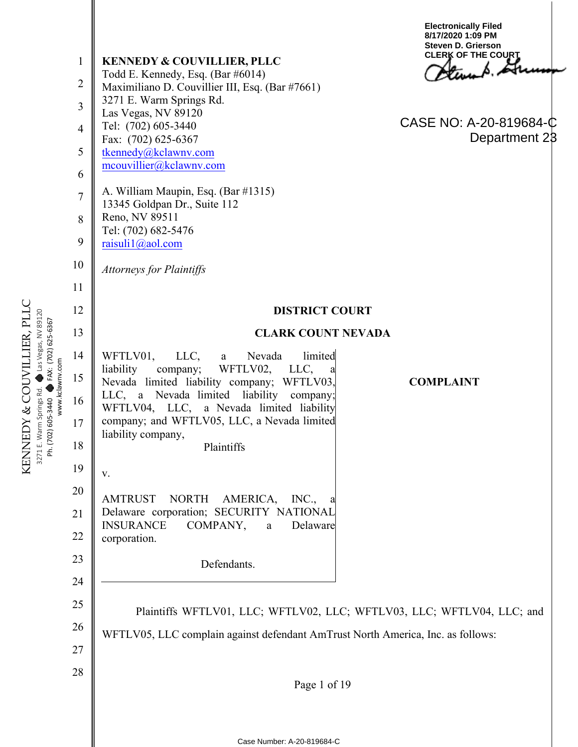Electronically Filed
8/17/2020 1:09 PM
Steven D. Grierson
CLERK OF THE COURT

**KENNEDY & COUVILLIER, PLLC**
Todd E. Kennedy, Esq. (Bar #6014)
Maximiliano D. Couvillier III, Esq. (Bar #7661)
3271 E. Warm Springs Rd.
Las Vegas, NV 89120
Tel: (702) 605-3440
Fax: (702) 625-6367
tkennedy@kclawnv.com
mcouvillier@kclawnv.com

CASE NO: A-20-819684-C
Department 23

A. William Maupin, Esq. (Bar #1315)
13345 Goldpan Dr., Suite 112
Reno, NV 89511
Tel: (702) 682-5476
raisuli1@aol.com

*Attorneys for Plaintiffs*

**DISTRICT COURT**

**CLARK COUNT NEVADA**

| | |
|---|---|
| WFTLV01, LLC, a Nevada limited liability company; WFTLV02, LLC, a Nevada limited liability company; WFTLV03, LLC, a Nevada limited liability company; WFTLV04, LLC, a Nevada limited liability company; and WFTLV05, LLC, a Nevada limited liability company,<br><br>Plaintiffs<br><br>v.<br><br>AMTRUST NORTH AMERICA, INC., a Delaware corporation; SECURITY NATIONAL INSURANCE COMPANY, a Delaware corporation.<br><br>Defendants. | **COMPLAINT** |

Plaintiffs WFTLV01, LLC; WFTLV02, LLC; WFTLV03, LLC; WFTLV04, LLC; and WFTLV05, LLC complain against defendant AmTrust North America, Inc. as follows: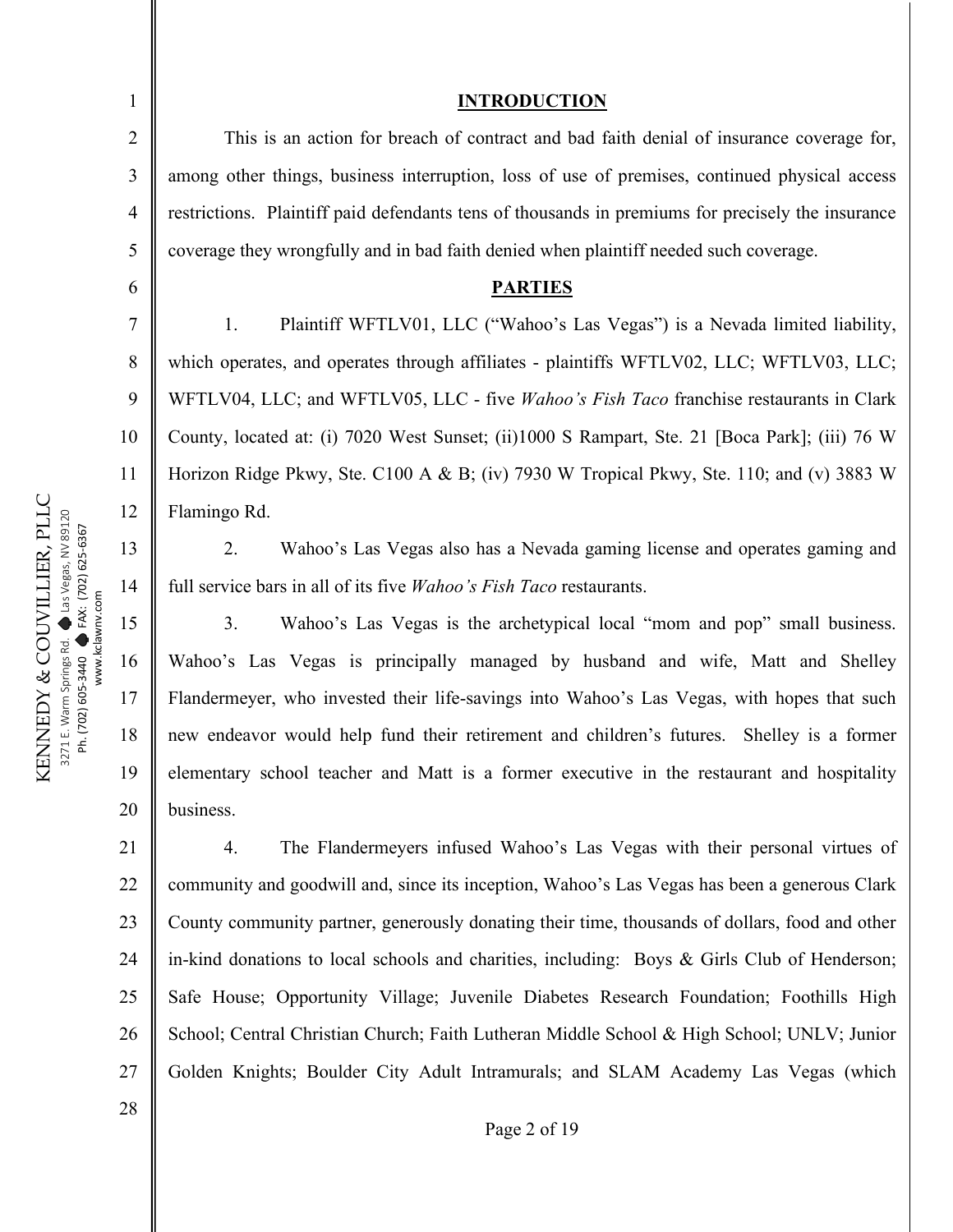## INTRODUCTION

This is an action for breach of contract and bad faith denial of insurance coverage for, among other things, business interruption, loss of use of premises, continued physical access restrictions. Plaintiff paid defendants tens of thousands in premiums for precisely the insurance coverage they wrongfully and in bad faith denied when plaintiff needed such coverage.

## PARTIES

1. Plaintiff WFTLV01, LLC ("Wahoo's Las Vegas") is a Nevada limited liability, which operates, and operates through affiliates - plaintiffs WFTLV02, LLC; WFTLV03, LLC; WFTLV04, LLC; and WFTLV05, LLC - five *Wahoo's Fish Taco* franchise restaurants in Clark County, located at: (i) 7020 West Sunset; (ii)1000 S Rampart, Ste. 21 [Boca Park]; (iii) 76 W Horizon Ridge Pkwy, Ste. C100 A & B; (iv) 7930 W Tropical Pkwy, Ste. 110; and (v) 3883 W Flamingo Rd.

2. Wahoo's Las Vegas also has a Nevada gaming license and operates gaming and full service bars in all of its five *Wahoo's Fish Taco* restaurants.

3. Wahoo's Las Vegas is the archetypical local "mom and pop" small business. Wahoo's Las Vegas is principally managed by husband and wife, Matt and Shelley Flandermeyer, who invested their life-savings into Wahoo's Las Vegas, with hopes that such new endeavor would help fund their retirement and children's futures. Shelley is a former elementary school teacher and Matt is a former executive in the restaurant and hospitality business.

4. The Flandermeyers infused Wahoo's Las Vegas with their personal virtues of community and goodwill and, since its inception, Wahoo's Las Vegas has been a generous Clark County community partner, generously donating their time, thousands of dollars, food and other in-kind donations to local schools and charities, including: Boys & Girls Club of Henderson; Safe House; Opportunity Village; Juvenile Diabetes Research Foundation; Foothills High School; Central Christian Church; Faith Lutheran Middle School & High School; UNLV; Junior Golden Knights; Boulder City Adult Intramurals; and SLAM Academy Las Vegas (which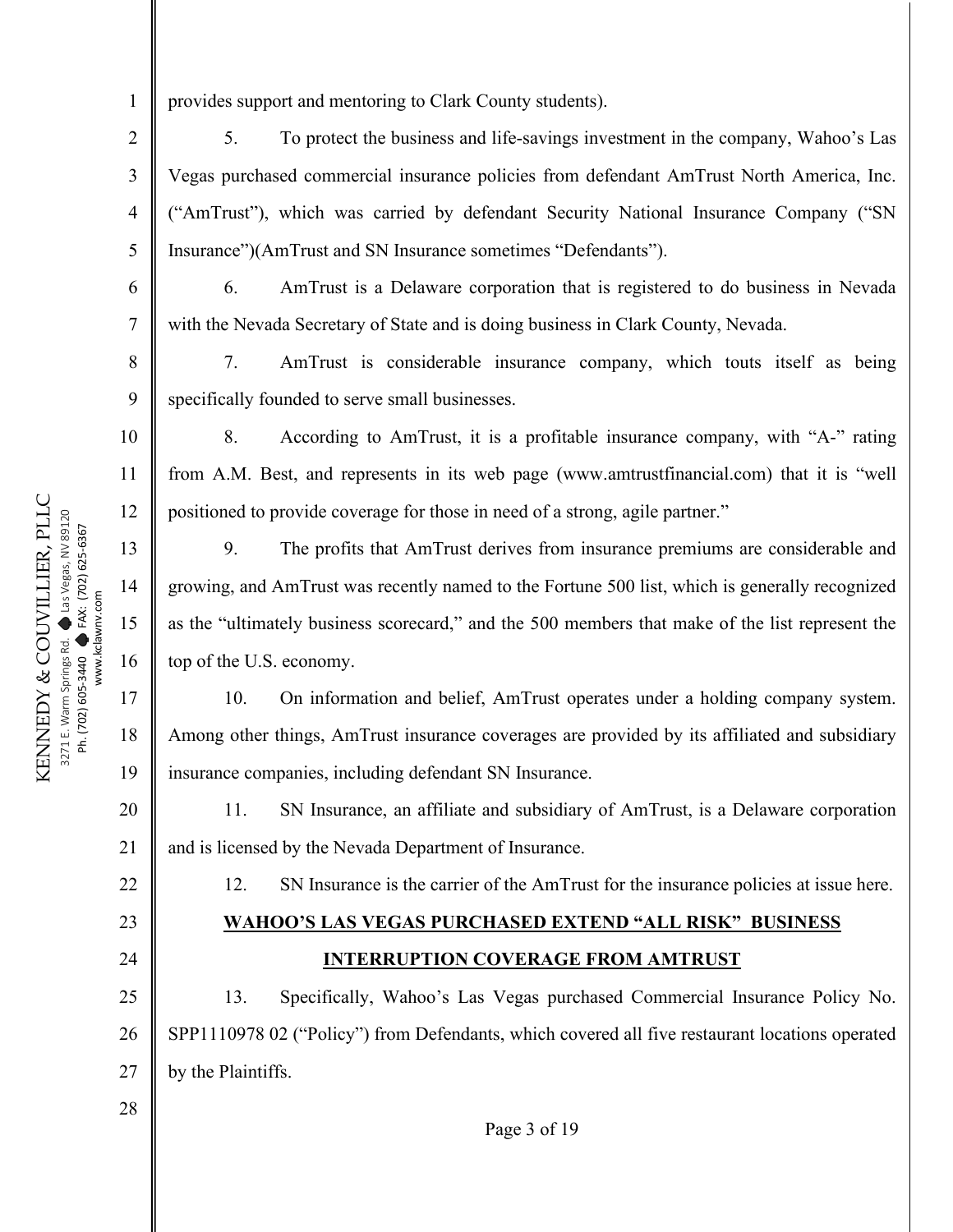provides support and mentoring to Clark County students).

5. To protect the business and life-savings investment in the company, Wahoo's Las Vegas purchased commercial insurance policies from defendant AmTrust North America, Inc. ("AmTrust"), which was carried by defendant Security National Insurance Company ("SN Insurance")(AmTrust and SN Insurance sometimes "Defendants").

6. AmTrust is a Delaware corporation that is registered to do business in Nevada with the Nevada Secretary of State and is doing business in Clark County, Nevada.

7. AmTrust is considerable insurance company, which touts itself as being specifically founded to serve small businesses.

8. According to AmTrust, it is a profitable insurance company, with "A-" rating from A.M. Best, and represents in its web page (www.amtrustfinancial.com) that it is "well positioned to provide coverage for those in need of a strong, agile partner."

9. The profits that AmTrust derives from insurance premiums are considerable and growing, and AmTrust was recently named to the Fortune 500 list, which is generally recognized as the "ultimately business scorecard," and the 500 members that make of the list represent the top of the U.S. economy.

10. On information and belief, AmTrust operates under a holding company system. Among other things, AmTrust insurance coverages are provided by its affiliated and subsidiary insurance companies, including defendant SN Insurance.

11. SN Insurance, an affiliate and subsidiary of AmTrust, is a Delaware corporation and is licensed by the Nevada Department of Insurance.

12. SN Insurance is the carrier of the AmTrust for the insurance policies at issue here.

**WAHOO'S LAS VEGAS PURCHASED EXTEND "ALL RISK" BUSINESS INTERRUPTION COVERAGE FROM AMTRUST**

13. Specifically, Wahoo's Las Vegas purchased Commercial Insurance Policy No. SPP1110978 02 ("Policy") from Defendants, which covered all five restaurant locations operated by the Plaintiffs.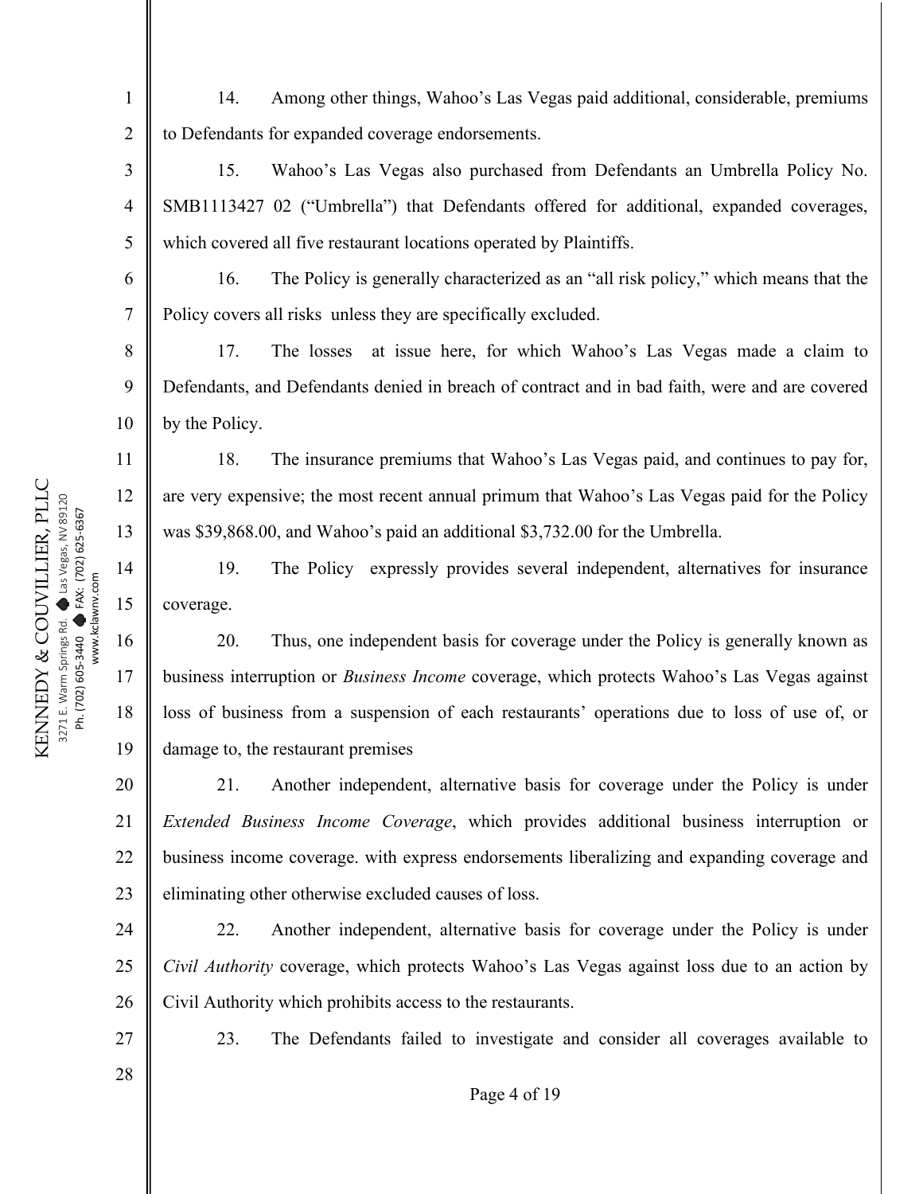14. Among other things, Wahoo's Las Vegas paid additional, considerable, premiums to Defendants for expanded coverage endorsements.

15. Wahoo's Las Vegas also purchased from Defendants an Umbrella Policy No. SMB1113427 02 ("Umbrella") that Defendants offered for additional, expanded coverages, which covered all five restaurant locations operated by Plaintiffs.

16. The Policy is generally characterized as an "all risk policy," which means that the Policy covers all risks unless they are specifically excluded.

17. The losses at issue here, for which Wahoo's Las Vegas made a claim to Defendants, and Defendants denied in breach of contract and in bad faith, were and are covered by the Policy.

18. The insurance premiums that Wahoo's Las Vegas paid, and continues to pay for, are very expensive; the most recent annual primum that Wahoo's Las Vegas paid for the Policy was $39,868.00, and Wahoo's paid an additional $3,732.00 for the Umbrella.

19. The Policy expressly provides several independent, alternatives for insurance coverage.

20. Thus, one independent basis for coverage under the Policy is generally known as business interruption or *Business Income* coverage, which protects Wahoo's Las Vegas against loss of business from a suspension of each restaurants' operations due to loss of use of, or damage to, the restaurant premises

21. Another independent, alternative basis for coverage under the Policy is under *Extended Business Income Coverage*, which provides additional business interruption or business income coverage. with express endorsements liberalizing and expanding coverage and eliminating other otherwise excluded causes of loss.

22. Another independent, alternative basis for coverage under the Policy is under *Civil Authority* coverage, which protects Wahoo's Las Vegas against loss due to an action by Civil Authority which prohibits access to the restaurants.

23. The Defendants failed to investigate and consider all coverages available to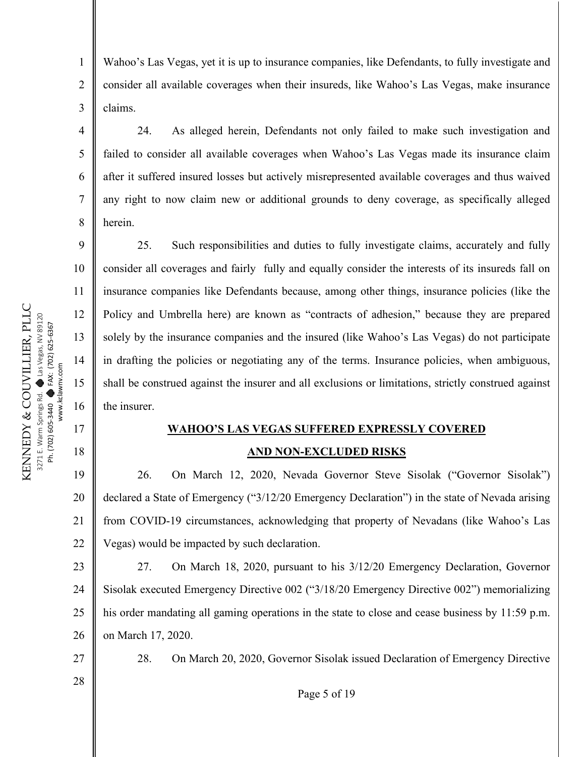Wahoo's Las Vegas, yet it is up to insurance companies, like Defendants, to fully investigate and consider all available coverages when their insureds, like Wahoo's Las Vegas, make insurance claims.

24. As alleged herein, Defendants not only failed to make such investigation and failed to consider all available coverages when Wahoo's Las Vegas made its insurance claim after it suffered insured losses but actively misrepresented available coverages and thus waived any right to now claim new or additional grounds to deny coverage, as specifically alleged herein.

25. Such responsibilities and duties to fully investigate claims, accurately and fully consider all coverages and fairly fully and equally consider the interests of its insureds fall on insurance companies like Defendants because, among other things, insurance policies (like the Policy and Umbrella here) are known as "contracts of adhesion," because they are prepared solely by the insurance companies and the insured (like Wahoo's Las Vegas) do not participate in drafting the policies or negotiating any of the terms. Insurance policies, when ambiguous, shall be construed against the insurer and all exclusions or limitations, strictly construed against the insurer.

**WAHOO'S LAS VEGAS SUFFERED EXPRESSLY COVERED AND NON-EXCLUDED RISKS**

26. On March 12, 2020, Nevada Governor Steve Sisolak ("Governor Sisolak") declared a State of Emergency ("3/12/20 Emergency Declaration") in the state of Nevada arising from COVID-19 circumstances, acknowledging that property of Nevadans (like Wahoo's Las Vegas) would be impacted by such declaration.

27. On March 18, 2020, pursuant to his 3/12/20 Emergency Declaration, Governor Sisolak executed Emergency Directive 002 ("3/18/20 Emergency Directive 002") memorializing his order mandating all gaming operations in the state to close and cease business by 11:59 p.m. on March 17, 2020.

28. On March 20, 2020, Governor Sisolak issued Declaration of Emergency Directive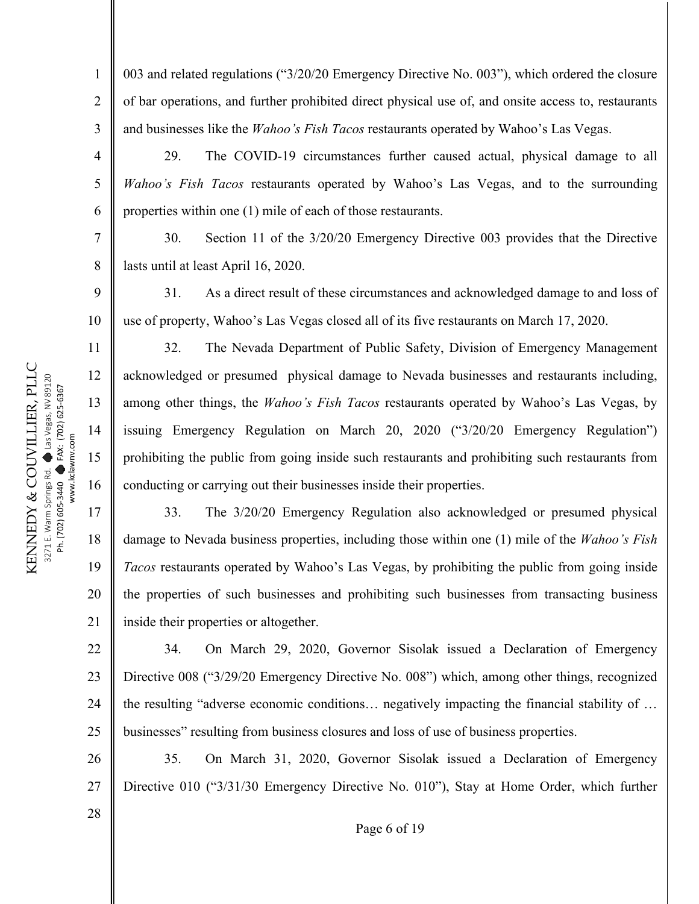003 and related regulations ("3/20/20 Emergency Directive No. 003"), which ordered the closure of bar operations, and further prohibited direct physical use of, and onsite access to, restaurants and businesses like the *Wahoo's Fish Tacos* restaurants operated by Wahoo's Las Vegas.

29. The COVID-19 circumstances further caused actual, physical damage to all *Wahoo's Fish Tacos* restaurants operated by Wahoo's Las Vegas, and to the surrounding properties within one (1) mile of each of those restaurants.

30. Section 11 of the 3/20/20 Emergency Directive 003 provides that the Directive lasts until at least April 16, 2020.

31. As a direct result of these circumstances and acknowledged damage to and loss of use of property, Wahoo's Las Vegas closed all of its five restaurants on March 17, 2020.

32. The Nevada Department of Public Safety, Division of Emergency Management acknowledged or presumed physical damage to Nevada businesses and restaurants including, among other things, the *Wahoo's Fish Tacos* restaurants operated by Wahoo's Las Vegas, by issuing Emergency Regulation on March 20, 2020 ("3/20/20 Emergency Regulation") prohibiting the public from going inside such restaurants and prohibiting such restaurants from conducting or carrying out their businesses inside their properties.

33. The 3/20/20 Emergency Regulation also acknowledged or presumed physical damage to Nevada business properties, including those within one (1) mile of the *Wahoo's Fish Tacos* restaurants operated by Wahoo's Las Vegas, by prohibiting the public from going inside the properties of such businesses and prohibiting such businesses from transacting business inside their properties or altogether.

34. On March 29, 2020, Governor Sisolak issued a Declaration of Emergency Directive 008 ("3/29/20 Emergency Directive No. 008") which, among other things, recognized the resulting "adverse economic conditions… negatively impacting the financial stability of … businesses" resulting from business closures and loss of use of business properties.

35. On March 31, 2020, Governor Sisolak issued a Declaration of Emergency Directive 010 ("3/31/30 Emergency Directive No. 010"), Stay at Home Order, which further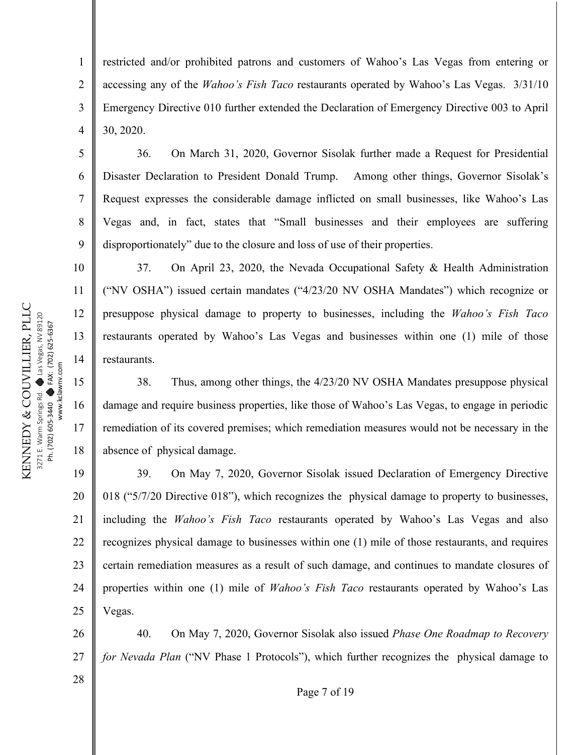restricted and/or prohibited patrons and customers of Wahoo's Las Vegas from entering or accessing any of the *Wahoo's Fish Taco* restaurants operated by Wahoo's Las Vegas. 3/31/10 Emergency Directive 010 further extended the Declaration of Emergency Directive 003 to April 30, 2020.

36. On March 31, 2020, Governor Sisolak further made a Request for Presidential Disaster Declaration to President Donald Trump. Among other things, Governor Sisolak's Request expresses the considerable damage inflicted on small businesses, like Wahoo's Las Vegas and, in fact, states that "Small businesses and their employees are suffering disproportionately" due to the closure and loss of use of their properties.

37. On April 23, 2020, the Nevada Occupational Safety & Health Administration ("NV OSHA") issued certain mandates ("4/23/20 NV OSHA Mandates") which recognize or presuppose physical damage to property to businesses, including the *Wahoo's Fish Taco* restaurants operated by Wahoo's Las Vegas and businesses within one (1) mile of those restaurants.

38. Thus, among other things, the 4/23/20 NV OSHA Mandates presuppose physical damage and require business properties, like those of Wahoo's Las Vegas, to engage in periodic remediation of its covered premises; which remediation measures would not be necessary in the absence of physical damage.

39. On May 7, 2020, Governor Sisolak issued Declaration of Emergency Directive 018 ("5/7/20 Directive 018"), which recognizes the physical damage to property to businesses, including the *Wahoo's Fish Taco* restaurants operated by Wahoo's Las Vegas and also recognizes physical damage to businesses within one (1) mile of those restaurants, and requires certain remediation measures as a result of such damage, and continues to mandate closures of properties within one (1) mile of *Wahoo's Fish Taco* restaurants operated by Wahoo's Las Vegas.

40. On May 7, 2020, Governor Sisolak also issued *Phase One Roadmap to Recovery for Nevada Plan* ("NV Phase 1 Protocols"), which further recognizes the physical damage to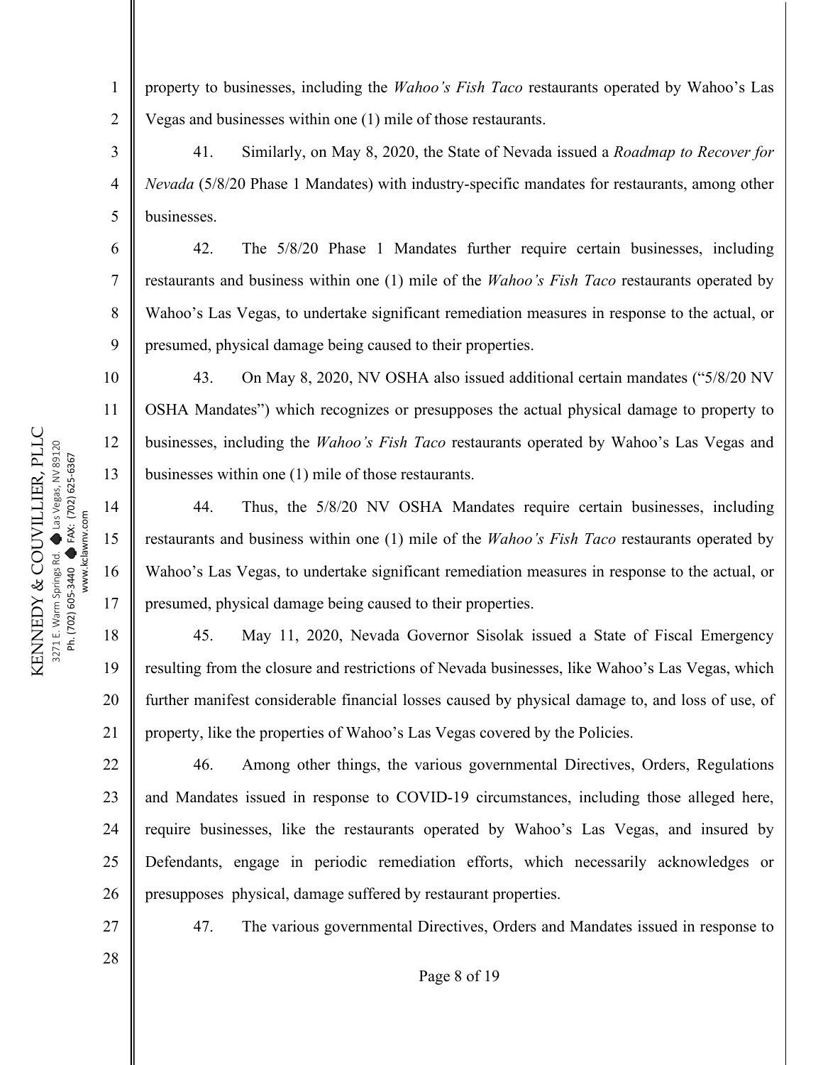property to businesses, including the *Wahoo's Fish Taco* restaurants operated by Wahoo's Las Vegas and businesses within one (1) mile of those restaurants.

41. Similarly, on May 8, 2020, the State of Nevada issued a *Roadmap to Recover for Nevada* (5/8/20 Phase 1 Mandates) with industry-specific mandates for restaurants, among other businesses.

42. The 5/8/20 Phase 1 Mandates further require certain businesses, including restaurants and business within one (1) mile of the *Wahoo's Fish Taco* restaurants operated by Wahoo's Las Vegas, to undertake significant remediation measures in response to the actual, or presumed, physical damage being caused to their properties.

43. On May 8, 2020, NV OSHA also issued additional certain mandates ("5/8/20 NV OSHA Mandates") which recognizes or presupposes the actual physical damage to property to businesses, including the *Wahoo's Fish Taco* restaurants operated by Wahoo's Las Vegas and businesses within one (1) mile of those restaurants.

44. Thus, the 5/8/20 NV OSHA Mandates require certain businesses, including restaurants and business within one (1) mile of the *Wahoo's Fish Taco* restaurants operated by Wahoo's Las Vegas, to undertake significant remediation measures in response to the actual, or presumed, physical damage being caused to their properties.

45. May 11, 2020, Nevada Governor Sisolak issued a State of Fiscal Emergency resulting from the closure and restrictions of Nevada businesses, like Wahoo's Las Vegas, which further manifest considerable financial losses caused by physical damage to, and loss of use, of property, like the properties of Wahoo's Las Vegas covered by the Policies.

46. Among other things, the various governmental Directives, Orders, Regulations and Mandates issued in response to COVID-19 circumstances, including those alleged here, require businesses, like the restaurants operated by Wahoo's Las Vegas, and insured by Defendants, engage in periodic remediation efforts, which necessarily acknowledges or presupposes physical, damage suffered by restaurant properties.

47. The various governmental Directives, Orders and Mandates issued in response to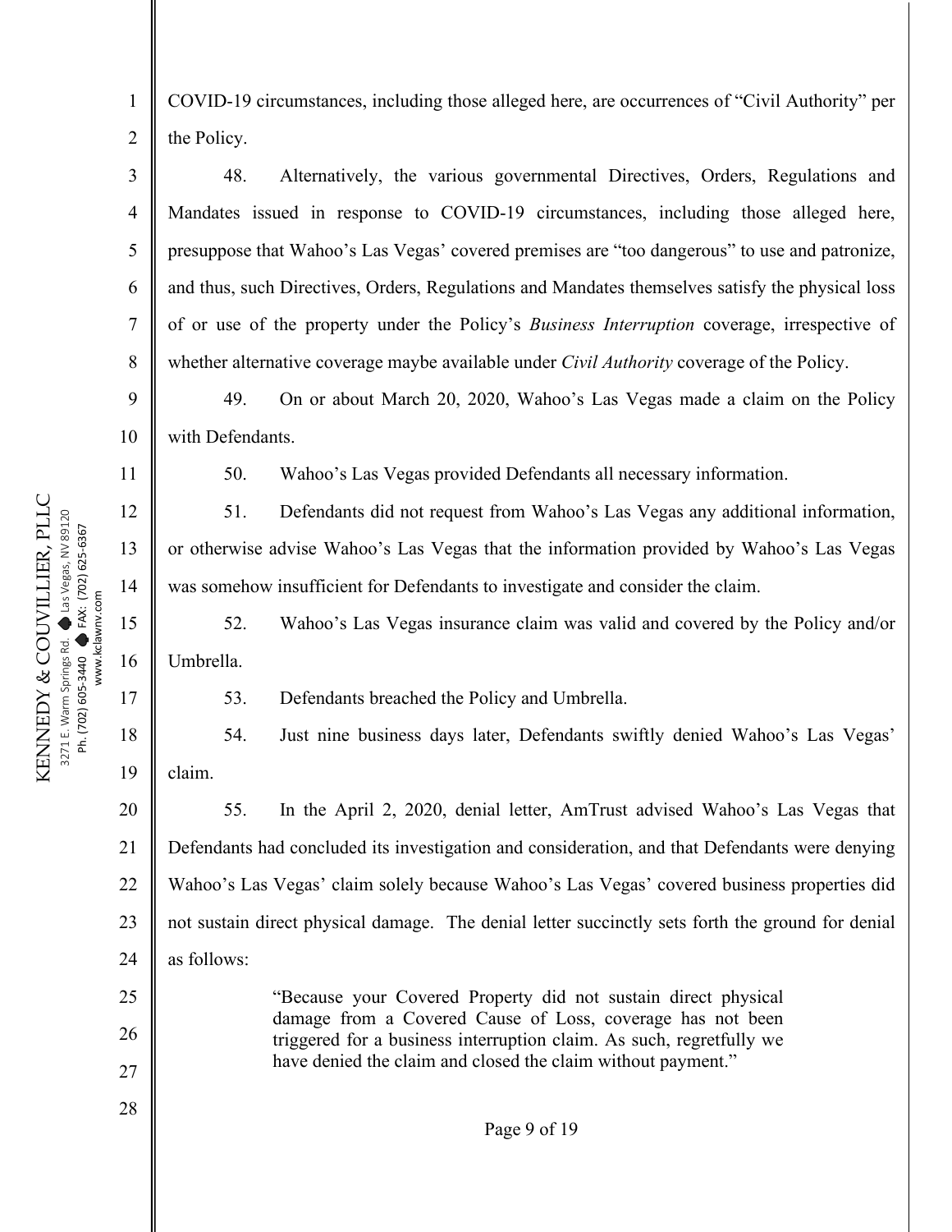COVID-19 circumstances, including those alleged here, are occurrences of "Civil Authority" per the Policy.

48. Alternatively, the various governmental Directives, Orders, Regulations and Mandates issued in response to COVID-19 circumstances, including those alleged here, presuppose that Wahoo's Las Vegas' covered premises are "too dangerous" to use and patronize, and thus, such Directives, Orders, Regulations and Mandates themselves satisfy the physical loss of or use of the property under the Policy's *Business Interruption* coverage, irrespective of whether alternative coverage maybe available under *Civil Authority* coverage of the Policy.

49. On or about March 20, 2020, Wahoo's Las Vegas made a claim on the Policy with Defendants.

50. Wahoo's Las Vegas provided Defendants all necessary information.

51. Defendants did not request from Wahoo's Las Vegas any additional information, or otherwise advise Wahoo's Las Vegas that the information provided by Wahoo's Las Vegas was somehow insufficient for Defendants to investigate and consider the claim.

52. Wahoo's Las Vegas insurance claim was valid and covered by the Policy and/or Umbrella.

53. Defendants breached the Policy and Umbrella.

54. Just nine business days later, Defendants swiftly denied Wahoo's Las Vegas' claim.

55. In the April 2, 2020, denial letter, AmTrust advised Wahoo's Las Vegas that Defendants had concluded its investigation and consideration, and that Defendants were denying Wahoo's Las Vegas' claim solely because Wahoo's Las Vegas' covered business properties did not sustain direct physical damage. The denial letter succinctly sets forth the ground for denial as follows:

> "Because your Covered Property did not sustain direct physical damage from a Covered Cause of Loss, coverage has not been triggered for a business interruption claim. As such, regretfully we have denied the claim and closed the claim without payment."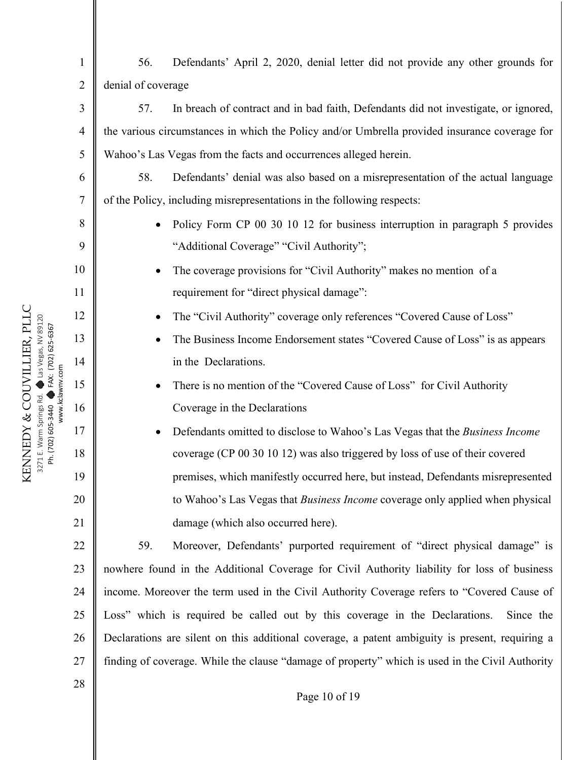56. Defendants' April 2, 2020, denial letter did not provide any other grounds for denial of coverage

57. In breach of contract and in bad faith, Defendants did not investigate, or ignored, the various circumstances in which the Policy and/or Umbrella provided insurance coverage for Wahoo's Las Vegas from the facts and occurrences alleged herein.

58. Defendants' denial was also based on a misrepresentation of the actual language of the Policy, including misrepresentations in the following respects:

- Policy Form CP 00 30 10 12 for business interruption in paragraph 5 provides "Additional Coverage" "Civil Authority";
- The coverage provisions for "Civil Authority" makes no mention of a requirement for "direct physical damage":
- The "Civil Authority" coverage only references "Covered Cause of Loss"
- The Business Income Endorsement states "Covered Cause of Loss" is as appears in the Declarations.
- There is no mention of the "Covered Cause of Loss" for Civil Authority Coverage in the Declarations
- Defendants omitted to disclose to Wahoo's Las Vegas that the *Business Income* coverage (CP 00 30 10 12) was also triggered by loss of use of their covered premises, which manifestly occurred here, but instead, Defendants misrepresented to Wahoo's Las Vegas that *Business Income* coverage only applied when physical damage (which also occurred here).

59. Moreover, Defendants' purported requirement of "direct physical damage" is nowhere found in the Additional Coverage for Civil Authority liability for loss of business income. Moreover the term used in the Civil Authority Coverage refers to "Covered Cause of Loss" which is required be called out by this coverage in the Declarations. Since the Declarations are silent on this additional coverage, a patent ambiguity is present, requiring a finding of coverage. While the clause "damage of property" which is used in the Civil Authority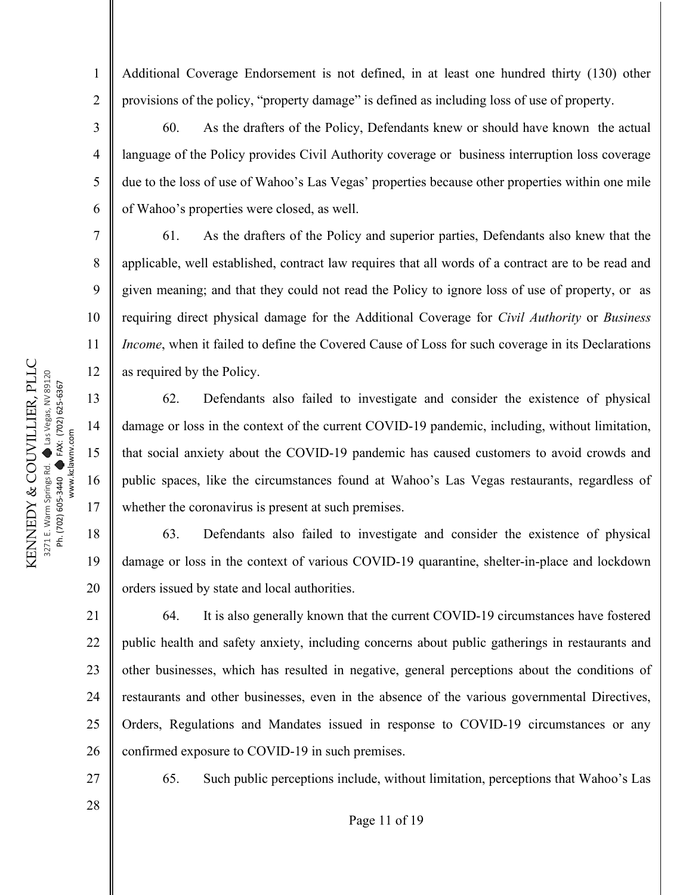Additional Coverage Endorsement is not defined, in at least one hundred thirty (130) other provisions of the policy, "property damage" is defined as including loss of use of property.

60. As the drafters of the Policy, Defendants knew or should have known the actual language of the Policy provides Civil Authority coverage or business interruption loss coverage due to the loss of use of Wahoo's Las Vegas' properties because other properties within one mile of Wahoo's properties were closed, as well.

61. As the drafters of the Policy and superior parties, Defendants also knew that the applicable, well established, contract law requires that all words of a contract are to be read and given meaning; and that they could not read the Policy to ignore loss of use of property, or as requiring direct physical damage for the Additional Coverage for *Civil Authority* or *Business Income*, when it failed to define the Covered Cause of Loss for such coverage in its Declarations as required by the Policy.

62. Defendants also failed to investigate and consider the existence of physical damage or loss in the context of the current COVID-19 pandemic, including, without limitation, that social anxiety about the COVID-19 pandemic has caused customers to avoid crowds and public spaces, like the circumstances found at Wahoo's Las Vegas restaurants, regardless of whether the coronavirus is present at such premises.

63. Defendants also failed to investigate and consider the existence of physical damage or loss in the context of various COVID-19 quarantine, shelter-in-place and lockdown orders issued by state and local authorities.

64. It is also generally known that the current COVID-19 circumstances have fostered public health and safety anxiety, including concerns about public gatherings in restaurants and other businesses, which has resulted in negative, general perceptions about the conditions of restaurants and other businesses, even in the absence of the various governmental Directives, Orders, Regulations and Mandates issued in response to COVID-19 circumstances or any confirmed exposure to COVID-19 in such premises.

65. Such public perceptions include, without limitation, perceptions that Wahoo's Las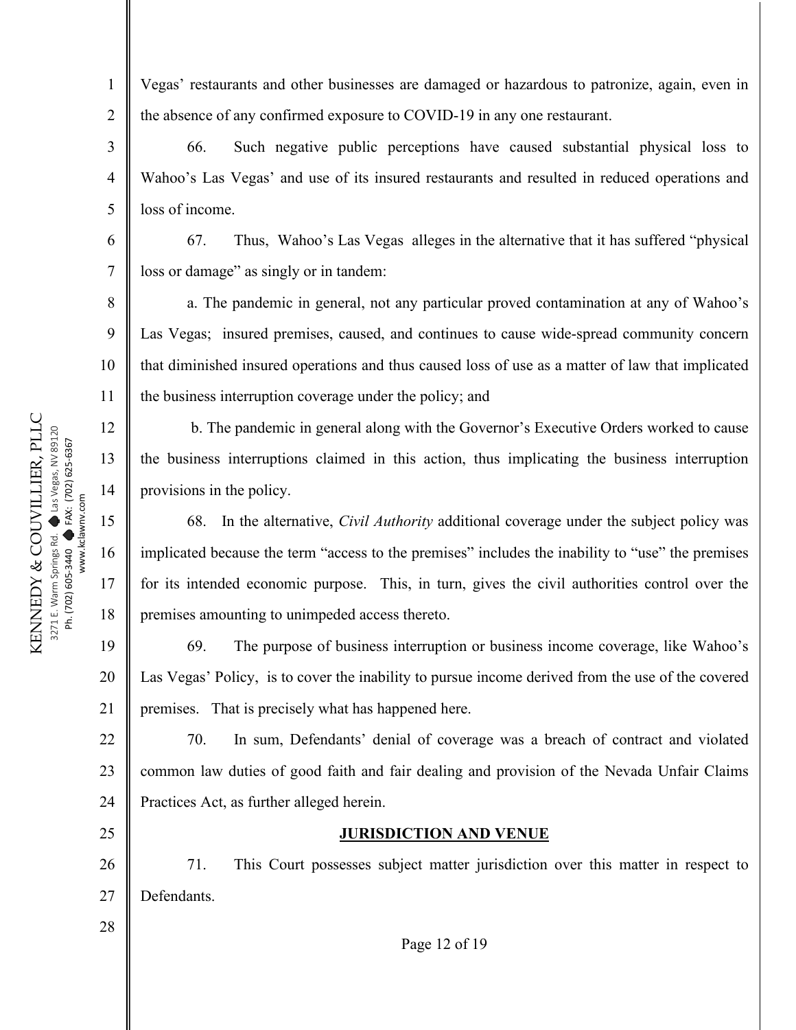Vegas' restaurants and other businesses are damaged or hazardous to patronize, again, even in the absence of any confirmed exposure to COVID-19 in any one restaurant.

66. Such negative public perceptions have caused substantial physical loss to Wahoo's Las Vegas' and use of its insured restaurants and resulted in reduced operations and loss of income.

67. Thus, Wahoo's Las Vegas alleges in the alternative that it has suffered "physical loss or damage" as singly or in tandem:

a. The pandemic in general, not any particular proved contamination at any of Wahoo's Las Vegas; insured premises, caused, and continues to cause wide-spread community concern that diminished insured operations and thus caused loss of use as a matter of law that implicated the business interruption coverage under the policy; and

b. The pandemic in general along with the Governor's Executive Orders worked to cause the business interruptions claimed in this action, thus implicating the business interruption provisions in the policy.

68. In the alternative, *Civil Authority* additional coverage under the subject policy was implicated because the term "access to the premises" includes the inability to "use" the premises for its intended economic purpose. This, in turn, gives the civil authorities control over the premises amounting to unimpeded access thereto.

69. The purpose of business interruption or business income coverage, like Wahoo's Las Vegas' Policy, is to cover the inability to pursue income derived from the use of the covered premises. That is precisely what has happened here.

70. In sum, Defendants' denial of coverage was a breach of contract and violated common law duties of good faith and fair dealing and provision of the Nevada Unfair Claims Practices Act, as further alleged herein.

## JURISDICTION AND VENUE

71. This Court possesses subject matter jurisdiction over this matter in respect to Defendants.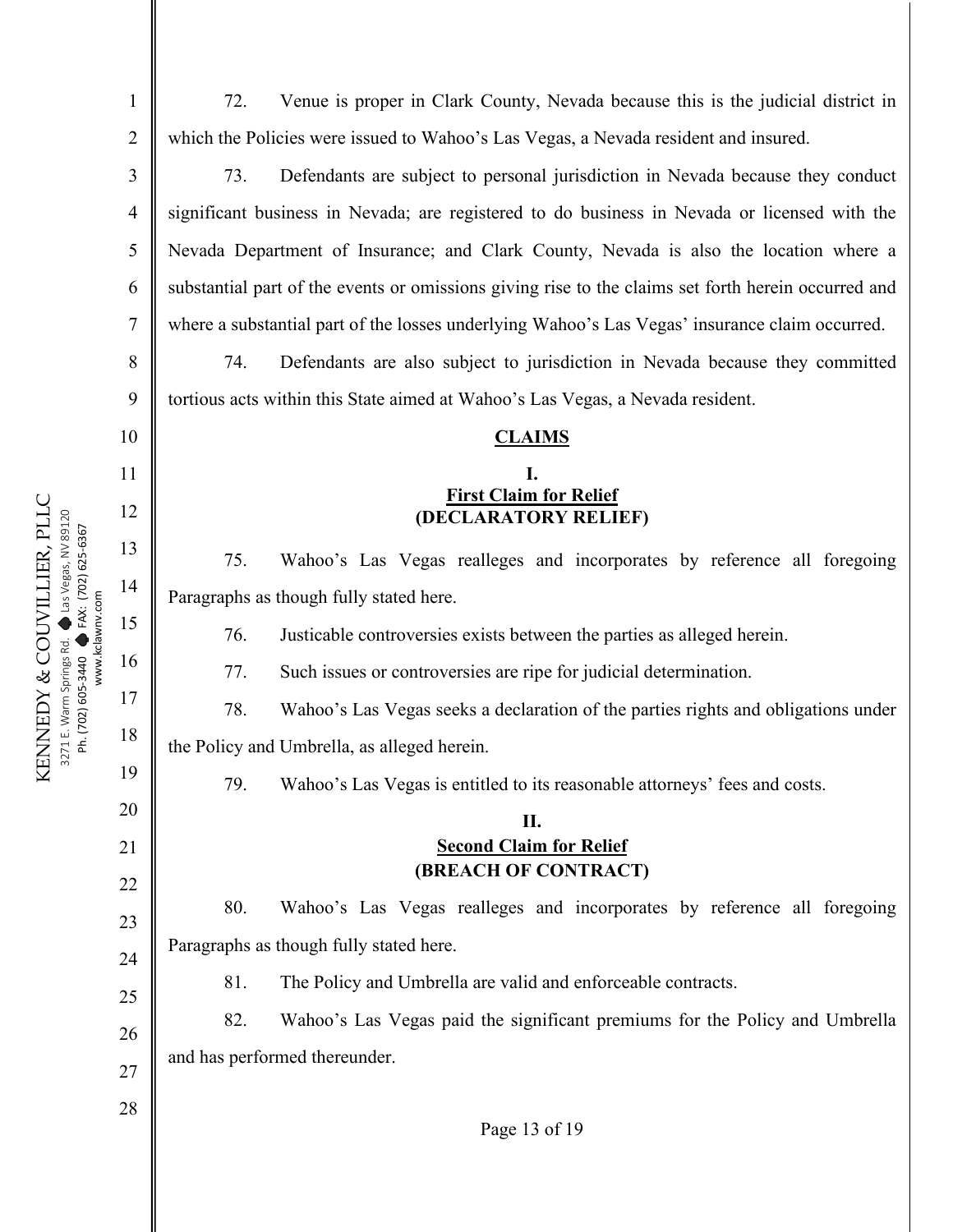72. Venue is proper in Clark County, Nevada because this is the judicial district in which the Policies were issued to Wahoo's Las Vegas, a Nevada resident and insured.

73. Defendants are subject to personal jurisdiction in Nevada because they conduct significant business in Nevada; are registered to do business in Nevada or licensed with the Nevada Department of Insurance; and Clark County, Nevada is also the location where a substantial part of the events or omissions giving rise to the claims set forth herein occurred and where a substantial part of the losses underlying Wahoo's Las Vegas' insurance claim occurred.

74. Defendants are also subject to jurisdiction in Nevada because they committed tortious acts within this State aimed at Wahoo's Las Vegas, a Nevada resident.

## CLAIMS

### I.
### First Claim for Relief
### (DECLARATORY RELIEF)

75. Wahoo's Las Vegas realleges and incorporates by reference all foregoing Paragraphs as though fully stated here.

76. Justicable controversies exists between the parties as alleged herein.

77. Such issues or controversies are ripe for judicial determination.

78. Wahoo's Las Vegas seeks a declaration of the parties rights and obligations under the Policy and Umbrella, as alleged herein.

79. Wahoo's Las Vegas is entitled to its reasonable attorneys' fees and costs.

### II.
### Second Claim for Relief
### (BREACH OF CONTRACT)

80. Wahoo's Las Vegas realleges and incorporates by reference all foregoing Paragraphs as though fully stated here.

81. The Policy and Umbrella are valid and enforceable contracts.

82. Wahoo's Las Vegas paid the significant premiums for the Policy and Umbrella and has performed thereunder.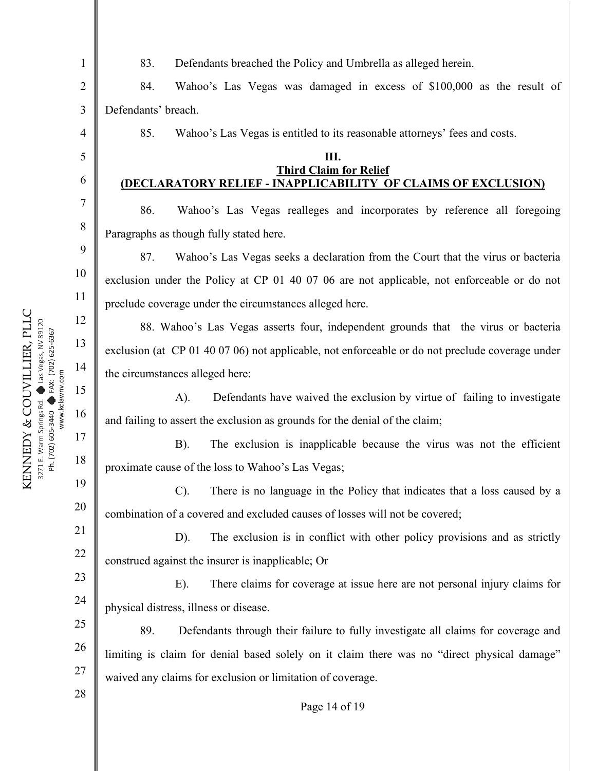83. Defendants breached the Policy and Umbrella as alleged herein.

84. Wahoo's Las Vegas was damaged in excess of $100,000 as the result of Defendants' breach.

85. Wahoo's Las Vegas is entitled to its reasonable attorneys' fees and costs.

**III.**
**Third Claim for Relief**
**(DECLARATORY RELIEF - INAPPLICABILITY OF CLAIMS OF EXCLUSION)**

86. Wahoo's Las Vegas realleges and incorporates by reference all foregoing Paragraphs as though fully stated here.

87. Wahoo's Las Vegas seeks a declaration from the Court that the virus or bacteria exclusion under the Policy at CP 01 40 07 06 are not applicable, not enforceable or do not preclude coverage under the circumstances alleged here.

88. Wahoo's Las Vegas asserts four, independent grounds that the virus or bacteria exclusion (at CP 01 40 07 06) not applicable, not enforceable or do not preclude coverage under the circumstances alleged here:

A). Defendants have waived the exclusion by virtue of failing to investigate and failing to assert the exclusion as grounds for the denial of the claim;

B). The exclusion is inapplicable because the virus was not the efficient proximate cause of the loss to Wahoo's Las Vegas;

C). There is no language in the Policy that indicates that a loss caused by a combination of a covered and excluded causes of losses will not be covered;

D). The exclusion is in conflict with other policy provisions and as strictly construed against the insurer is inapplicable; Or

E). There claims for coverage at issue here are not personal injury claims for physical distress, illness or disease.

89. Defendants through their failure to fully investigate all claims for coverage and limiting is claim for denial based solely on it claim there was no "direct physical damage" waived any claims for exclusion or limitation of coverage.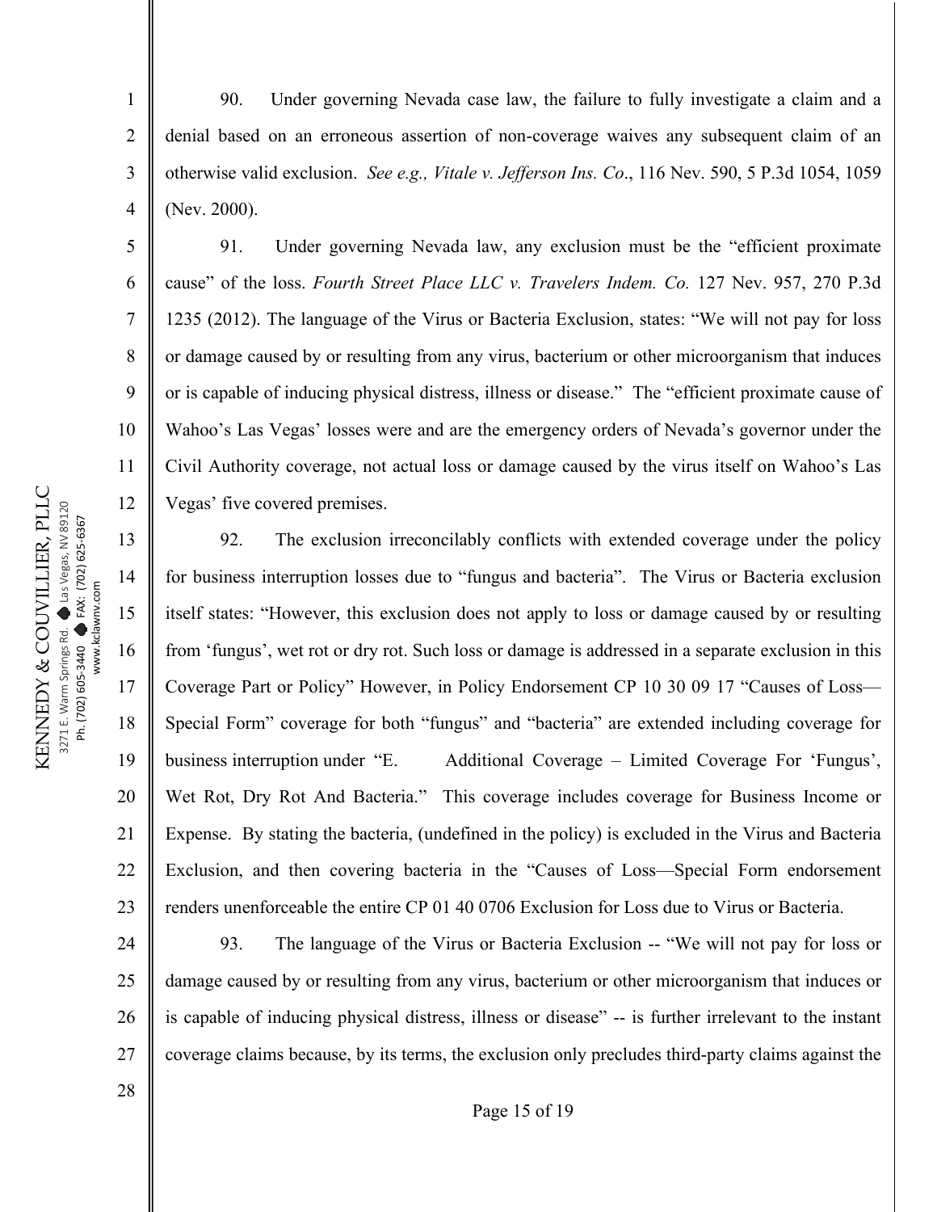90. Under governing Nevada case law, the failure to fully investigate a claim and a denial based on an erroneous assertion of non-coverage waives any subsequent claim of an otherwise valid exclusion. *See e.g., Vitale v. Jefferson Ins. Co*., 116 Nev. 590, 5 P.3d 1054, 1059 (Nev. 2000).

91. Under governing Nevada law, any exclusion must be the "efficient proximate cause" of the loss. *Fourth Street Place LLC v. Travelers Indem. Co.* 127 Nev. 957, 270 P.3d 1235 (2012). The language of the Virus or Bacteria Exclusion, states: "We will not pay for loss or damage caused by or resulting from any virus, bacterium or other microorganism that induces or is capable of inducing physical distress, illness or disease." The "efficient proximate cause of Wahoo's Las Vegas' losses were and are the emergency orders of Nevada's governor under the Civil Authority coverage, not actual loss or damage caused by the virus itself on Wahoo's Las Vegas' five covered premises.

92. The exclusion irreconcilably conflicts with extended coverage under the policy for business interruption losses due to "fungus and bacteria". The Virus or Bacteria exclusion itself states: "However, this exclusion does not apply to loss or damage caused by or resulting from 'fungus', wet rot or dry rot. Such loss or damage is addressed in a separate exclusion in this Coverage Part or Policy" However, in Policy Endorsement CP 10 30 09 17 "Causes of Loss—Special Form" coverage for both "fungus" and "bacteria" are extended including coverage for business interruption under "E. Additional Coverage – Limited Coverage For 'Fungus', Wet Rot, Dry Rot And Bacteria." This coverage includes coverage for Business Income or Expense. By stating the bacteria, (undefined in the policy) is excluded in the Virus and Bacteria Exclusion, and then covering bacteria in the "Causes of Loss—Special Form endorsement renders unenforceable the entire CP 01 40 0706 Exclusion for Loss due to Virus or Bacteria.

93. The language of the Virus or Bacteria Exclusion -- "We will not pay for loss or damage caused by or resulting from any virus, bacterium or other microorganism that induces or is capable of inducing physical distress, illness or disease" -- is further irrelevant to the instant coverage claims because, by its terms, the exclusion only precludes third-party claims against the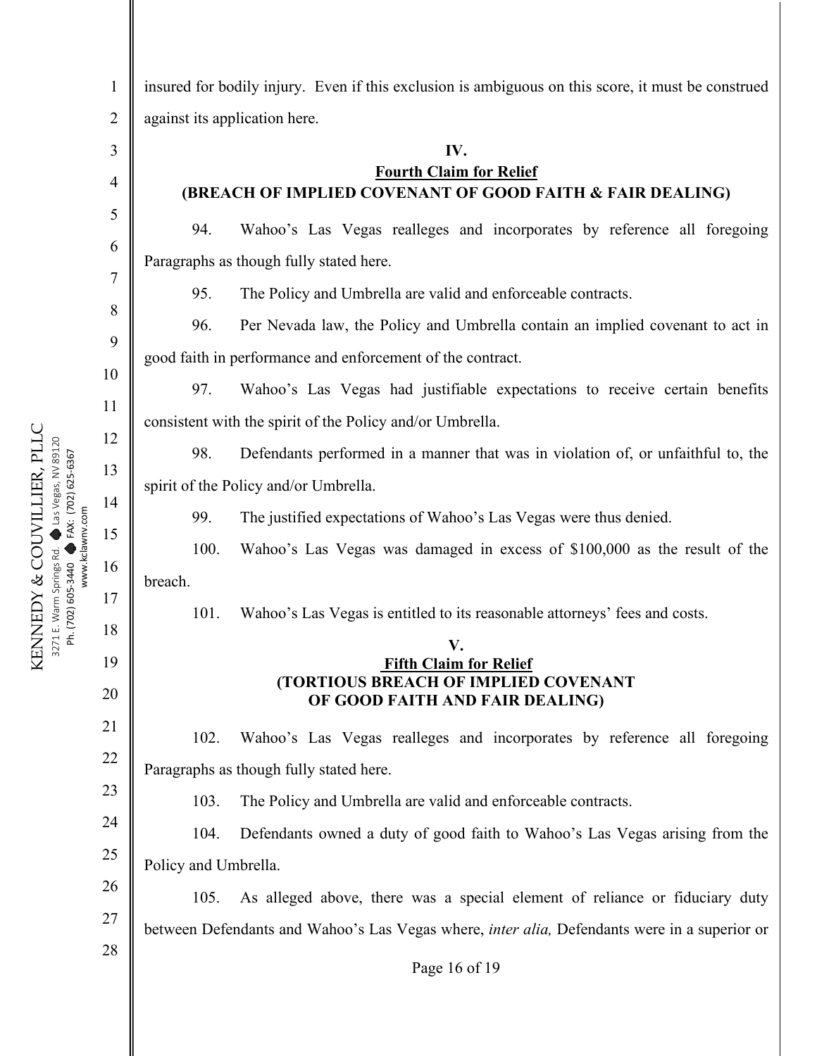insured for bodily injury. Even if this exclusion is ambiguous on this score, it must be construed against its application here.

**IV.**
**Fourth Claim for Relief**
**(BREACH OF IMPLIED COVENANT OF GOOD FAITH & FAIR DEALING)**

94. Wahoo's Las Vegas realleges and incorporates by reference all foregoing Paragraphs as though fully stated here.

95. The Policy and Umbrella are valid and enforceable contracts.

96. Per Nevada law, the Policy and Umbrella contain an implied covenant to act in good faith in performance and enforcement of the contract.

97. Wahoo's Las Vegas had justifiable expectations to receive certain benefits consistent with the spirit of the Policy and/or Umbrella.

98. Defendants performed in a manner that was in violation of, or unfaithful to, the spirit of the Policy and/or Umbrella.

99. The justified expectations of Wahoo's Las Vegas were thus denied.

100. Wahoo's Las Vegas was damaged in excess of $100,000 as the result of the breach.

101. Wahoo's Las Vegas is entitled to its reasonable attorneys' fees and costs.

**V.**
**Fifth Claim for Relief**
**(TORTIOUS BREACH OF IMPLIED COVENANT OF GOOD FAITH AND FAIR DEALING)**

102. Wahoo's Las Vegas realleges and incorporates by reference all foregoing Paragraphs as though fully stated here.

103. The Policy and Umbrella are valid and enforceable contracts.

104. Defendants owned a duty of good faith to Wahoo's Las Vegas arising from the Policy and Umbrella.

105. As alleged above, there was a special element of reliance or fiduciary duty between Defendants and Wahoo's Las Vegas where, *inter alia,* Defendants were in a superior or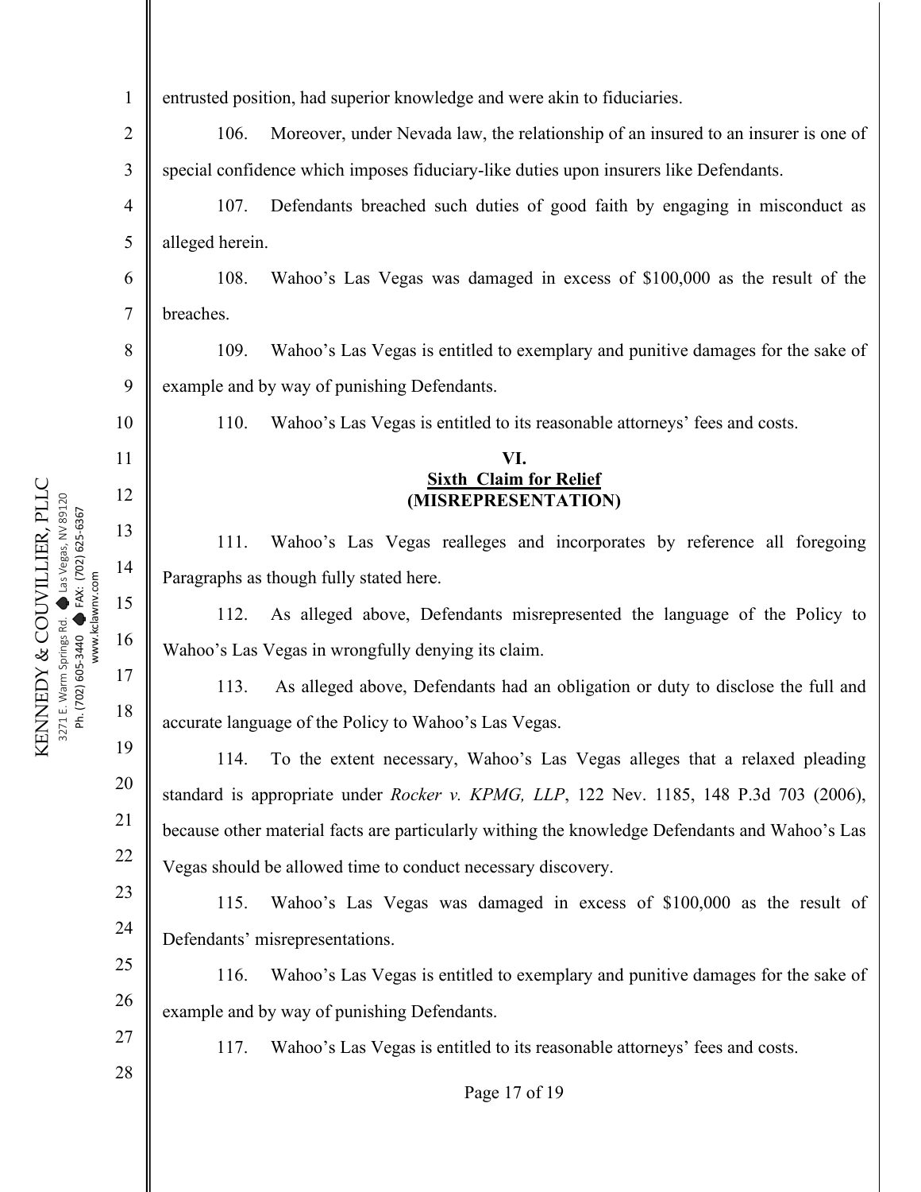entrusted position, had superior knowledge and were akin to fiduciaries.

106. Moreover, under Nevada law, the relationship of an insured to an insurer is one of special confidence which imposes fiduciary-like duties upon insurers like Defendants.

107. Defendants breached such duties of good faith by engaging in misconduct as alleged herein.

108. Wahoo's Las Vegas was damaged in excess of $100,000 as the result of the breaches.

109. Wahoo's Las Vegas is entitled to exemplary and punitive damages for the sake of example and by way of punishing Defendants.

110. Wahoo's Las Vegas is entitled to its reasonable attorneys' fees and costs.

**VI.**
**Sixth Claim for Relief**
**(MISREPRESENTATION)**

111. Wahoo's Las Vegas realleges and incorporates by reference all foregoing Paragraphs as though fully stated here.

112. As alleged above, Defendants misrepresented the language of the Policy to Wahoo's Las Vegas in wrongfully denying its claim.

113. As alleged above, Defendants had an obligation or duty to disclose the full and accurate language of the Policy to Wahoo's Las Vegas.

114. To the extent necessary, Wahoo's Las Vegas alleges that a relaxed pleading standard is appropriate under *Rocker v. KPMG, LLP*, 122 Nev. 1185, 148 P.3d 703 (2006), because other material facts are particularly withing the knowledge Defendants and Wahoo's Las Vegas should be allowed time to conduct necessary discovery.

115. Wahoo's Las Vegas was damaged in excess of $100,000 as the result of Defendants' misrepresentations.

116. Wahoo's Las Vegas is entitled to exemplary and punitive damages for the sake of example and by way of punishing Defendants.

117. Wahoo's Las Vegas is entitled to its reasonable attorneys' fees and costs.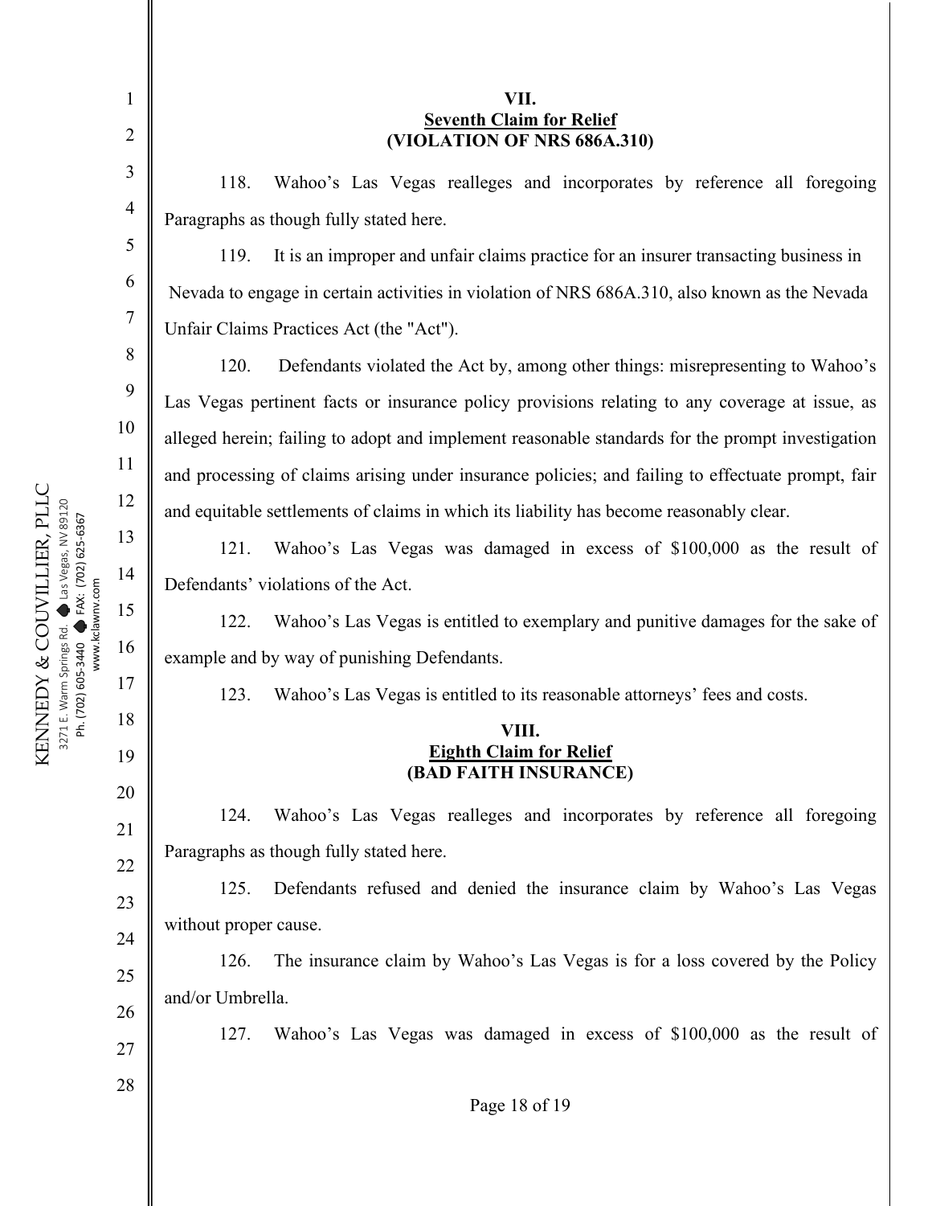**VII.**
**Seventh Claim for Relief**
**(VIOLATION OF NRS 686A.310)**

118. Wahoo's Las Vegas realleges and incorporates by reference all foregoing Paragraphs as though fully stated here.

119. It is an improper and unfair claims practice for an insurer transacting business in Nevada to engage in certain activities in violation of NRS 686A.310, also known as the Nevada Unfair Claims Practices Act (the "Act").

120. Defendants violated the Act by, among other things: misrepresenting to Wahoo's Las Vegas pertinent facts or insurance policy provisions relating to any coverage at issue, as alleged herein; failing to adopt and implement reasonable standards for the prompt investigation and processing of claims arising under insurance policies; and failing to effectuate prompt, fair and equitable settlements of claims in which its liability has become reasonably clear.

121. Wahoo's Las Vegas was damaged in excess of $100,000 as the result of Defendants' violations of the Act.

122. Wahoo's Las Vegas is entitled to exemplary and punitive damages for the sake of example and by way of punishing Defendants.

123. Wahoo's Las Vegas is entitled to its reasonable attorneys' fees and costs.

**VIII.**
**Eighth Claim for Relief**
**(BAD FAITH INSURANCE)**

124. Wahoo's Las Vegas realleges and incorporates by reference all foregoing Paragraphs as though fully stated here.

125. Defendants refused and denied the insurance claim by Wahoo's Las Vegas without proper cause.

126. The insurance claim by Wahoo's Las Vegas is for a loss covered by the Policy and/or Umbrella.

127. Wahoo's Las Vegas was damaged in excess of $100,000 as the result of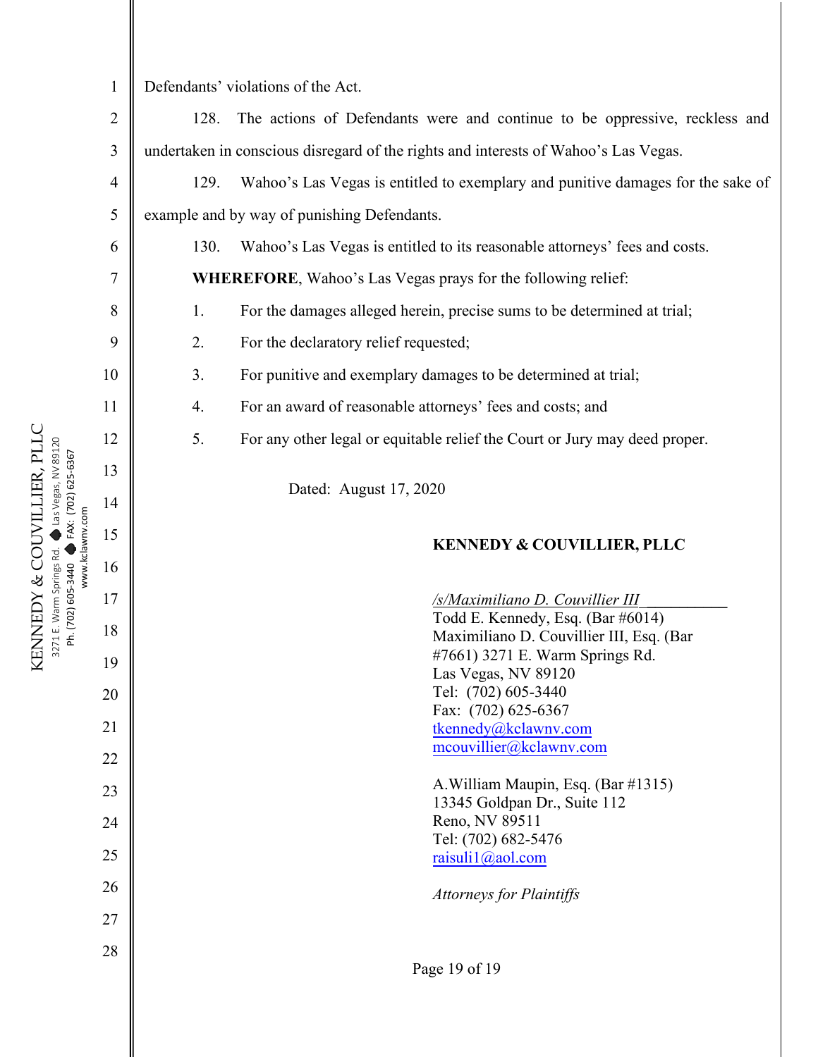Defendants' violations of the Act.

128. The actions of Defendants were and continue to be oppressive, reckless and undertaken in conscious disregard of the rights and interests of Wahoo's Las Vegas.

129. Wahoo's Las Vegas is entitled to exemplary and punitive damages for the sake of example and by way of punishing Defendants.

130. Wahoo's Las Vegas is entitled to its reasonable attorneys' fees and costs.

**WHEREFORE**, Wahoo's Las Vegas prays for the following relief:

1. For the damages alleged herein, precise sums to be determined at trial;
2. For the declaratory relief requested;
3. For punitive and exemplary damages to be determined at trial;
4. For an award of reasonable attorneys' fees and costs; and
5. For any other legal or equitable relief the Court or Jury may deed proper.

Dated: August 17, 2020

**KENNEDY & COUVILLIER, PLLC**

*/s/Maximiliano D. Couvillier III*
Todd E. Kennedy, Esq. (Bar #6014)
Maximiliano D. Couvillier III, Esq. (Bar #7661) 3271 E. Warm Springs Rd.
Las Vegas, NV 89120
Tel: (702) 605-3440
Fax: (702) 625-6367
tkennedy@kclawnv.com
mcouvillier@kclawnv.com

A.William Maupin, Esq. (Bar #1315)
13345 Goldpan Dr., Suite 112
Reno, NV 89511
Tel: (702) 682-5476
raisuli1@aol.com

*Attorneys for Plaintiffs*